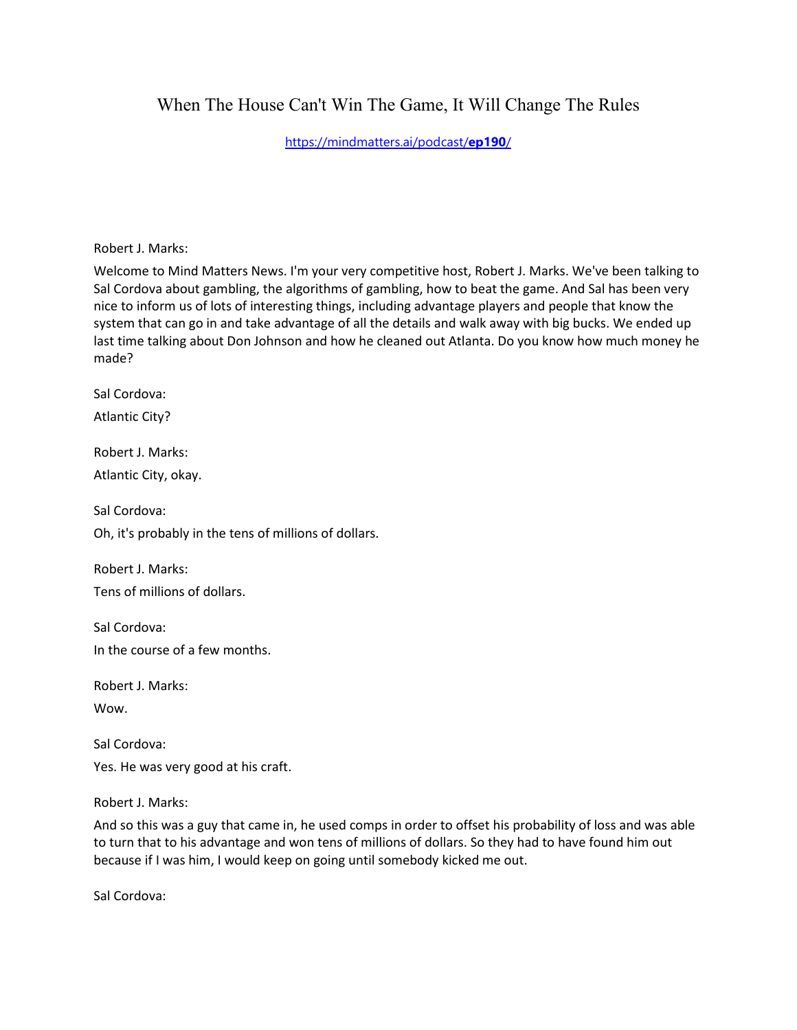# When The House Can't Win The Game, It Will Change The Rules

[https://mindmatters.ai/podcast/**ep190**/](https://mindmatters.ai/podcast/ep190/)

Robert J. Marks:

Welcome to Mind Matters News. I'm your very competitive host, Robert J. Marks. We've been talking to Sal Cordova about gambling, the algorithms of gambling, how to beat the game. And Sal has been very nice to inform us of lots of interesting things, including advantage players and people that know the system that can go in and take advantage of all the details and walk away with big bucks. We ended up last time talking about Don Johnson and how he cleaned out Atlanta. Do you know how much money he made?

Sal Cordova:

Atlantic City?

Robert J. Marks:

Atlantic City, okay.

Sal Cordova:

Oh, it's probably in the tens of millions of dollars.

Robert J. Marks:

Tens of millions of dollars.

Sal Cordova:

In the course of a few months.

Robert J. Marks:

Wow.

Sal Cordova:

Yes. He was very good at his craft.

Robert J. Marks:

And so this was a guy that came in, he used comps in order to offset his probability of loss and was able to turn that to his advantage and won tens of millions of dollars. So they had to have found him out because if I was him, I would keep on going until somebody kicked me out.

Sal Cordova: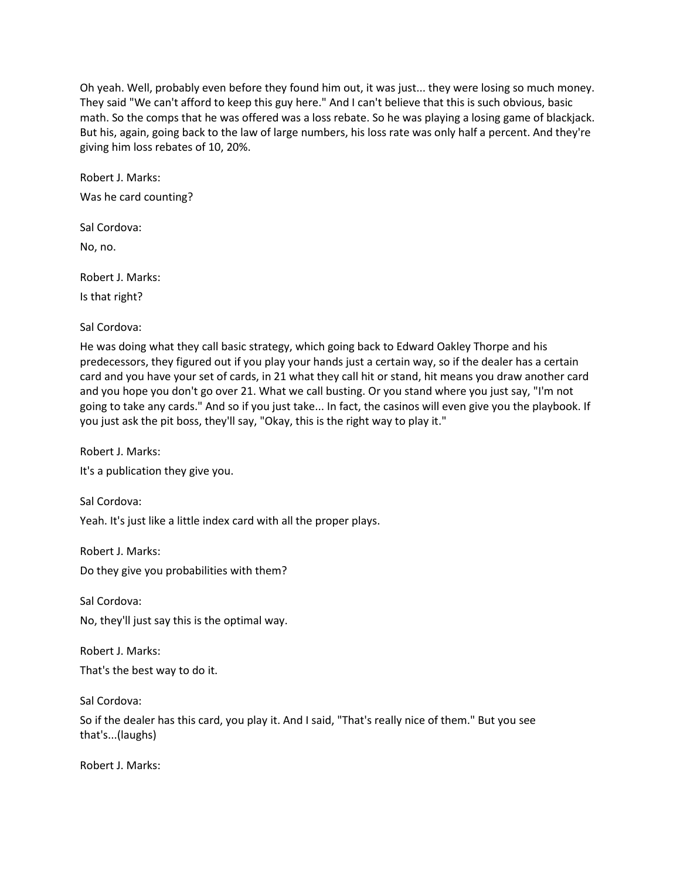Oh yeah. Well, probably even before they found him out, it was just... they were losing so much money. They said "We can't afford to keep this guy here." And I can't believe that this is such obvious, basic math. So the comps that he was offered was a loss rebate. So he was playing a losing game of blackjack. But his, again, going back to the law of large numbers, his loss rate was only half a percent. And they're giving him loss rebates of 10, 20%.

Robert J. Marks:

Was he card counting?

Sal Cordova:

No, no.

Robert J. Marks:

Is that right?

Sal Cordova:

He was doing what they call basic strategy, which going back to Edward Oakley Thorpe and his predecessors, they figured out if you play your hands just a certain way, so if the dealer has a certain card and you have your set of cards, in 21 what they call hit or stand, hit means you draw another card and you hope you don't go over 21. What we call busting. Or you stand where you just say, "I'm not going to take any cards." And so if you just take... In fact, the casinos will even give you the playbook. If you just ask the pit boss, they'll say, "Okay, this is the right way to play it."

Robert J. Marks:

It's a publication they give you.

Sal Cordova:

Yeah. It's just like a little index card with all the proper plays.

Robert J. Marks:

Do they give you probabilities with them?

Sal Cordova:

No, they'll just say this is the optimal way.

Robert J. Marks:

That's the best way to do it.

Sal Cordova:

So if the dealer has this card, you play it. And I said, "That's really nice of them." But you see that's...(laughs)

Robert J. Marks: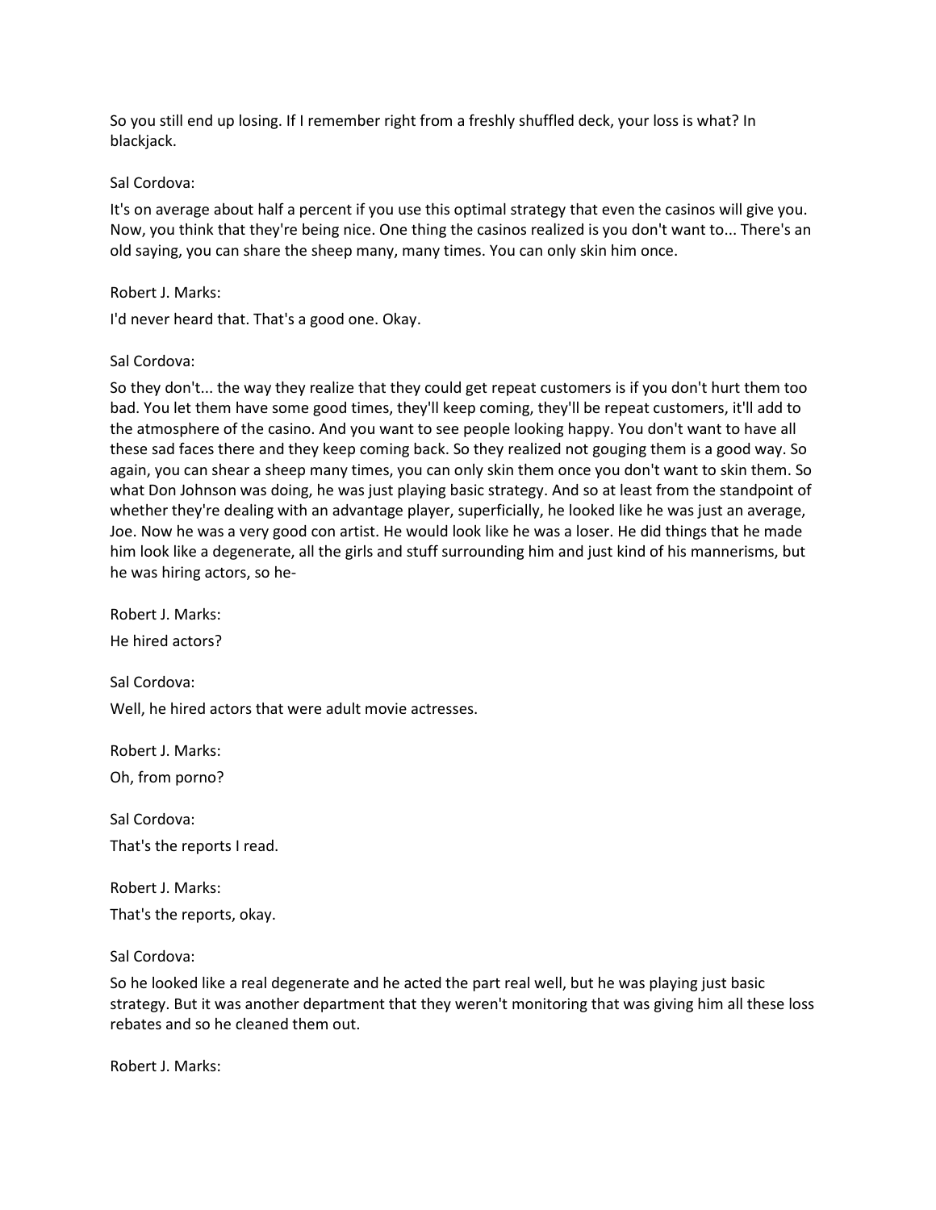So you still end up losing. If I remember right from a freshly shuffled deck, your loss is what? In blackjack.

Sal Cordova:

It's on average about half a percent if you use this optimal strategy that even the casinos will give you. Now, you think that they're being nice. One thing the casinos realized is you don't want to... There's an old saying, you can share the sheep many, many times. You can only skin him once.

Robert J. Marks:

I'd never heard that. That's a good one. Okay.

Sal Cordova:

So they don't... the way they realize that they could get repeat customers is if you don't hurt them too bad. You let them have some good times, they'll keep coming, they'll be repeat customers, it'll add to the atmosphere of the casino. And you want to see people looking happy. You don't want to have all these sad faces there and they keep coming back. So they realized not gouging them is a good way. So again, you can shear a sheep many times, you can only skin them once you don't want to skin them. So what Don Johnson was doing, he was just playing basic strategy. And so at least from the standpoint of whether they're dealing with an advantage player, superficially, he looked like he was just an average, Joe. Now he was a very good con artist. He would look like he was a loser. He did things that he made him look like a degenerate, all the girls and stuff surrounding him and just kind of his mannerisms, but he was hiring actors, so he-

Robert J. Marks:

He hired actors?

Sal Cordova:

Well, he hired actors that were adult movie actresses.

Robert J. Marks:

Oh, from porno?

Sal Cordova:

That's the reports I read.

Robert J. Marks:

That's the reports, okay.

Sal Cordova:

So he looked like a real degenerate and he acted the part real well, but he was playing just basic strategy. But it was another department that they weren't monitoring that was giving him all these loss rebates and so he cleaned them out.

Robert J. Marks: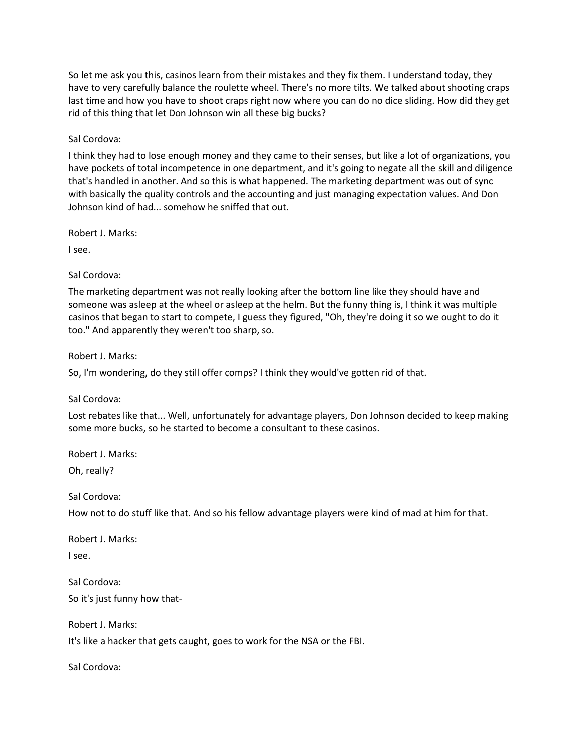So let me ask you this, casinos learn from their mistakes and they fix them. I understand today, they have to very carefully balance the roulette wheel. There's no more tilts. We talked about shooting craps last time and how you have to shoot craps right now where you can do no dice sliding. How did they get rid of this thing that let Don Johnson win all these big bucks?

Sal Cordova:

I think they had to lose enough money and they came to their senses, but like a lot of organizations, you have pockets of total incompetence in one department, and it's going to negate all the skill and diligence that's handled in another. And so this is what happened. The marketing department was out of sync with basically the quality controls and the accounting and just managing expectation values. And Don Johnson kind of had... somehow he sniffed that out.

Robert J. Marks:

I see.

Sal Cordova:

The marketing department was not really looking after the bottom line like they should have and someone was asleep at the wheel or asleep at the helm. But the funny thing is, I think it was multiple casinos that began to start to compete, I guess they figured, "Oh, they're doing it so we ought to do it too." And apparently they weren't too sharp, so.

Robert J. Marks:

So, I'm wondering, do they still offer comps? I think they would've gotten rid of that.

Sal Cordova:

Lost rebates like that... Well, unfortunately for advantage players, Don Johnson decided to keep making some more bucks, so he started to become a consultant to these casinos.

Robert J. Marks:

Oh, really?

Sal Cordova:

How not to do stuff like that. And so his fellow advantage players were kind of mad at him for that.

Robert J. Marks:

I see.

Sal Cordova:

So it's just funny how that-

Robert J. Marks:

It's like a hacker that gets caught, goes to work for the NSA or the FBI.

Sal Cordova: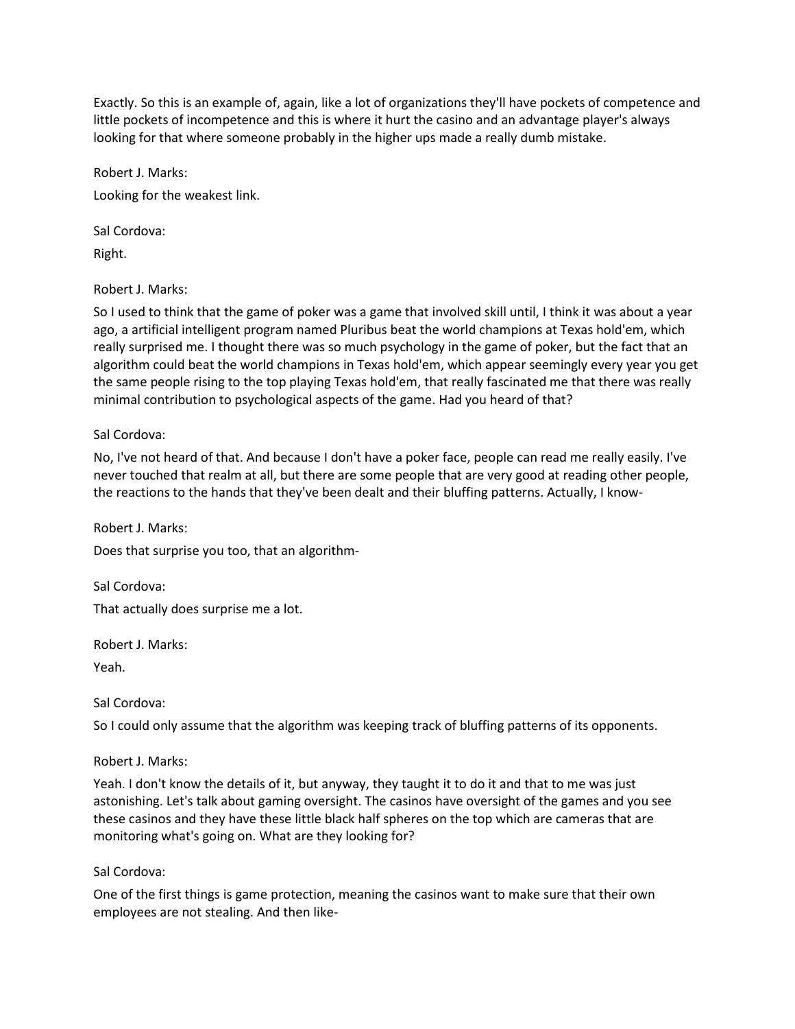Exactly. So this is an example of, again, like a lot of organizations they'll have pockets of competence and little pockets of incompetence and this is where it hurt the casino and an advantage player's always looking for that where someone probably in the higher ups made a really dumb mistake.

Robert J. Marks:

Looking for the weakest link.

Sal Cordova:

Right.

Robert J. Marks:

So I used to think that the game of poker was a game that involved skill until, I think it was about a year ago, a artificial intelligent program named Pluribus beat the world champions at Texas hold'em, which really surprised me. I thought there was so much psychology in the game of poker, but the fact that an algorithm could beat the world champions in Texas hold'em, which appear seemingly every year you get the same people rising to the top playing Texas hold'em, that really fascinated me that there was really minimal contribution to psychological aspects of the game. Had you heard of that?

Sal Cordova:

No, I've not heard of that. And because I don't have a poker face, people can read me really easily. I've never touched that realm at all, but there are some people that are very good at reading other people, the reactions to the hands that they've been dealt and their bluffing patterns. Actually, I know-

Robert J. Marks:

Does that surprise you too, that an algorithm-

Sal Cordova:

That actually does surprise me a lot.

Robert J. Marks:

Yeah.

Sal Cordova:

So I could only assume that the algorithm was keeping track of bluffing patterns of its opponents.

Robert J. Marks:

Yeah. I don't know the details of it, but anyway, they taught it to do it and that to me was just astonishing. Let's talk about gaming oversight. The casinos have oversight of the games and you see these casinos and they have these little black half spheres on the top which are cameras that are monitoring what's going on. What are they looking for?

Sal Cordova:

One of the first things is game protection, meaning the casinos want to make sure that their own employees are not stealing. And then like-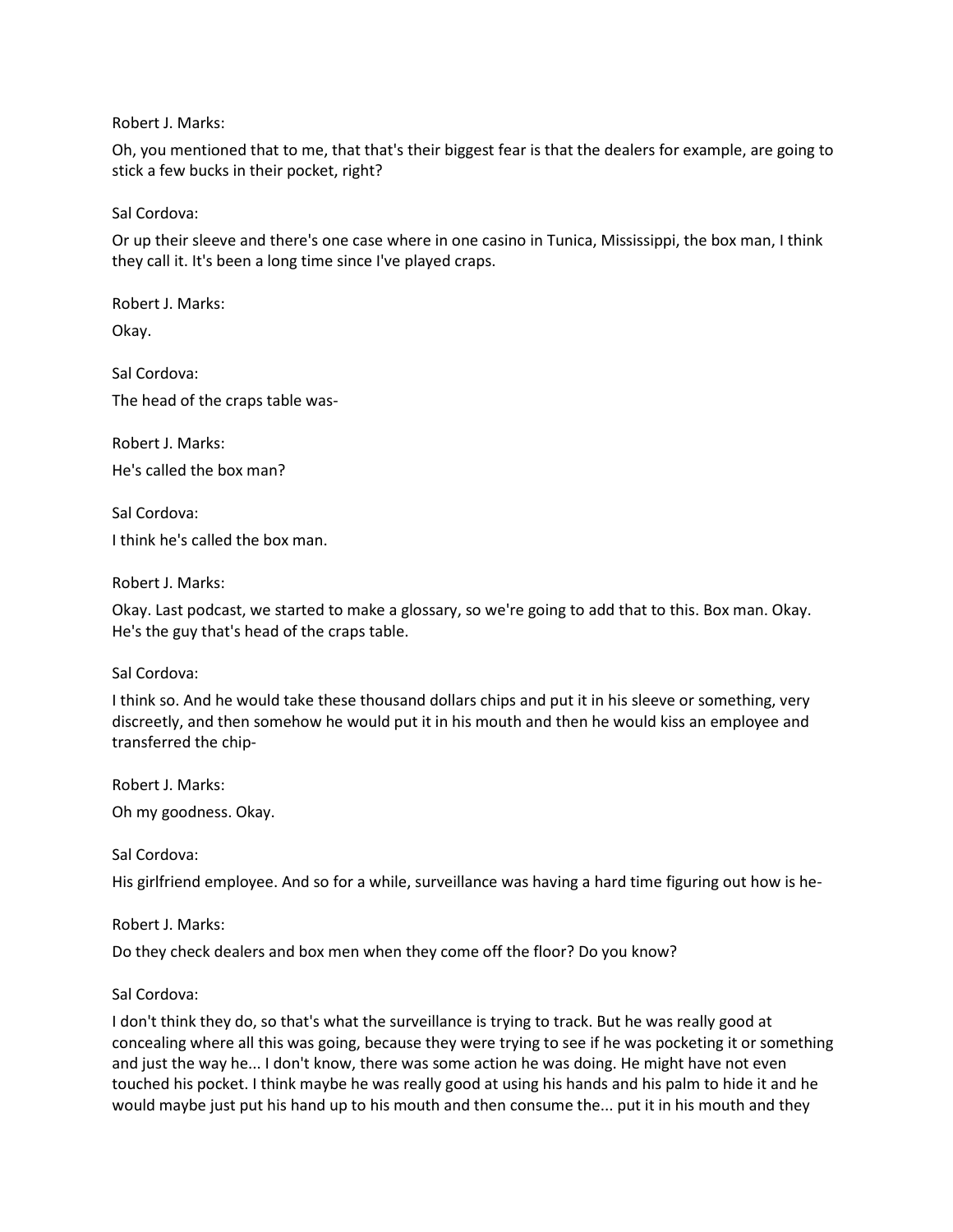Robert J. Marks:

Oh, you mentioned that to me, that that's their biggest fear is that the dealers for example, are going to stick a few bucks in their pocket, right?

Sal Cordova:

Or up their sleeve and there's one case where in one casino in Tunica, Mississippi, the box man, I think they call it. It's been a long time since I've played craps.

Robert J. Marks:

Okay.

Sal Cordova:

The head of the craps table was-

Robert J. Marks:

He's called the box man?

Sal Cordova:

I think he's called the box man.

Robert J. Marks:

Okay. Last podcast, we started to make a glossary, so we're going to add that to this. Box man. Okay. He's the guy that's head of the craps table.

Sal Cordova:

I think so. And he would take these thousand dollars chips and put it in his sleeve or something, very discreetly, and then somehow he would put it in his mouth and then he would kiss an employee and transferred the chip-

Robert J. Marks:

Oh my goodness. Okay.

Sal Cordova:

His girlfriend employee. And so for a while, surveillance was having a hard time figuring out how is he-

Robert J. Marks:

Do they check dealers and box men when they come off the floor? Do you know?

Sal Cordova:

I don't think they do, so that's what the surveillance is trying to track. But he was really good at concealing where all this was going, because they were trying to see if he was pocketing it or something and just the way he... I don't know, there was some action he was doing. He might have not even touched his pocket. I think maybe he was really good at using his hands and his palm to hide it and he would maybe just put his hand up to his mouth and then consume the... put it in his mouth and they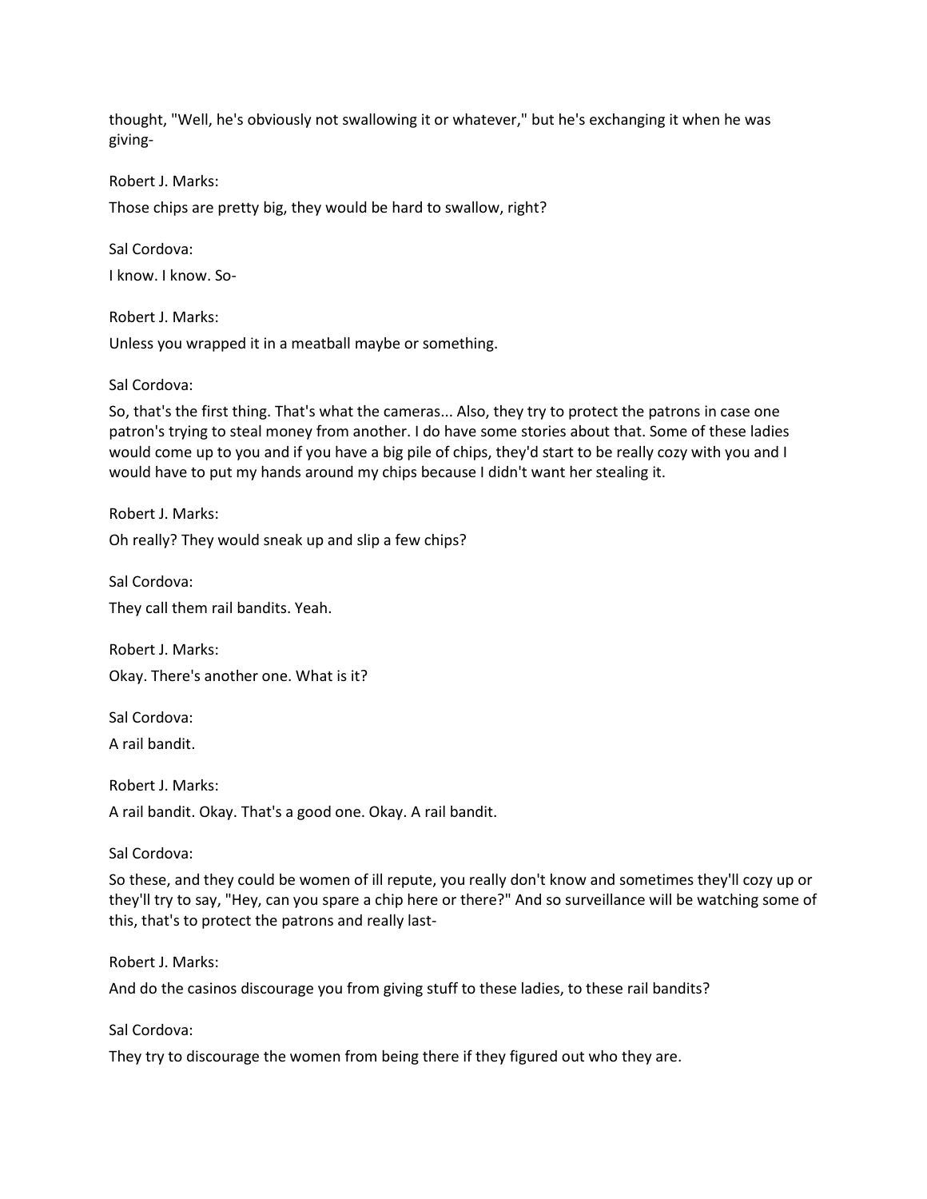thought, "Well, he's obviously not swallowing it or whatever," but he's exchanging it when he was giving-

Robert J. Marks:

Those chips are pretty big, they would be hard to swallow, right?

Sal Cordova:

I know. I know. So-

Robert J. Marks:

Unless you wrapped it in a meatball maybe or something.

Sal Cordova:

So, that's the first thing. That's what the cameras... Also, they try to protect the patrons in case one patron's trying to steal money from another. I do have some stories about that. Some of these ladies would come up to you and if you have a big pile of chips, they'd start to be really cozy with you and I would have to put my hands around my chips because I didn't want her stealing it.

Robert J. Marks:

Oh really? They would sneak up and slip a few chips?

Sal Cordova:

They call them rail bandits. Yeah.

Robert J. Marks:

Okay. There's another one. What is it?

Sal Cordova:

A rail bandit.

Robert J. Marks:

A rail bandit. Okay. That's a good one. Okay. A rail bandit.

Sal Cordova:

So these, and they could be women of ill repute, you really don't know and sometimes they'll cozy up or they'll try to say, "Hey, can you spare a chip here or there?" And so surveillance will be watching some of this, that's to protect the patrons and really last-

Robert J. Marks:

And do the casinos discourage you from giving stuff to these ladies, to these rail bandits?

Sal Cordova:

They try to discourage the women from being there if they figured out who they are.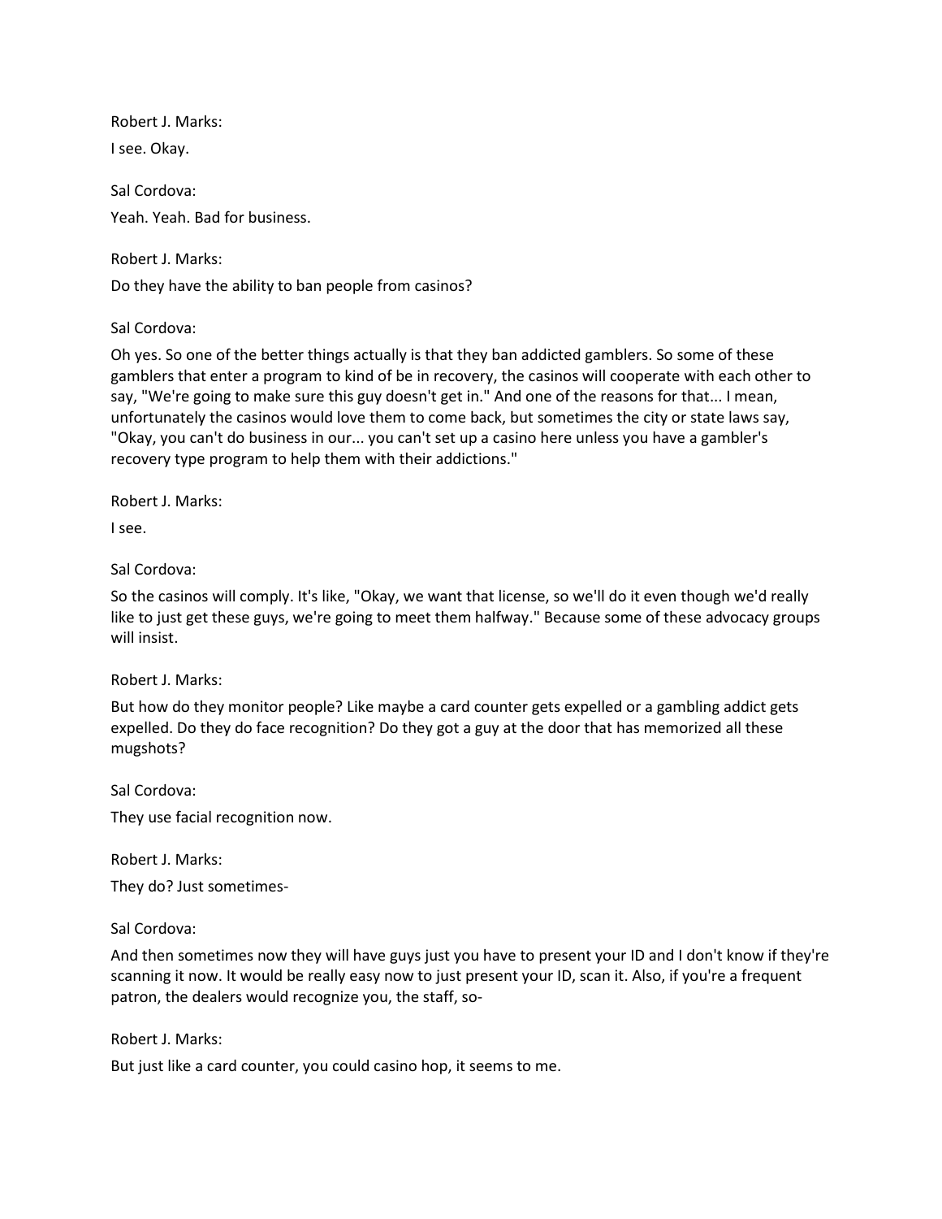Robert J. Marks:

I see. Okay.

Sal Cordova:

Yeah. Yeah. Bad for business.

Robert J. Marks:

Do they have the ability to ban people from casinos?

Sal Cordova:

Oh yes. So one of the better things actually is that they ban addicted gamblers. So some of these gamblers that enter a program to kind of be in recovery, the casinos will cooperate with each other to say, "We're going to make sure this guy doesn't get in." And one of the reasons for that... I mean, unfortunately the casinos would love them to come back, but sometimes the city or state laws say, "Okay, you can't do business in our... you can't set up a casino here unless you have a gambler's recovery type program to help them with their addictions."

Robert J. Marks:

I see.

Sal Cordova:

So the casinos will comply. It's like, "Okay, we want that license, so we'll do it even though we'd really like to just get these guys, we're going to meet them halfway." Because some of these advocacy groups will insist.

Robert J. Marks:

But how do they monitor people? Like maybe a card counter gets expelled or a gambling addict gets expelled. Do they do face recognition? Do they got a guy at the door that has memorized all these mugshots?

Sal Cordova:

They use facial recognition now.

Robert J. Marks:

They do? Just sometimes-

Sal Cordova:

And then sometimes now they will have guys just you have to present your ID and I don't know if they're scanning it now. It would be really easy now to just present your ID, scan it. Also, if you're a frequent patron, the dealers would recognize you, the staff, so-

Robert J. Marks:

But just like a card counter, you could casino hop, it seems to me.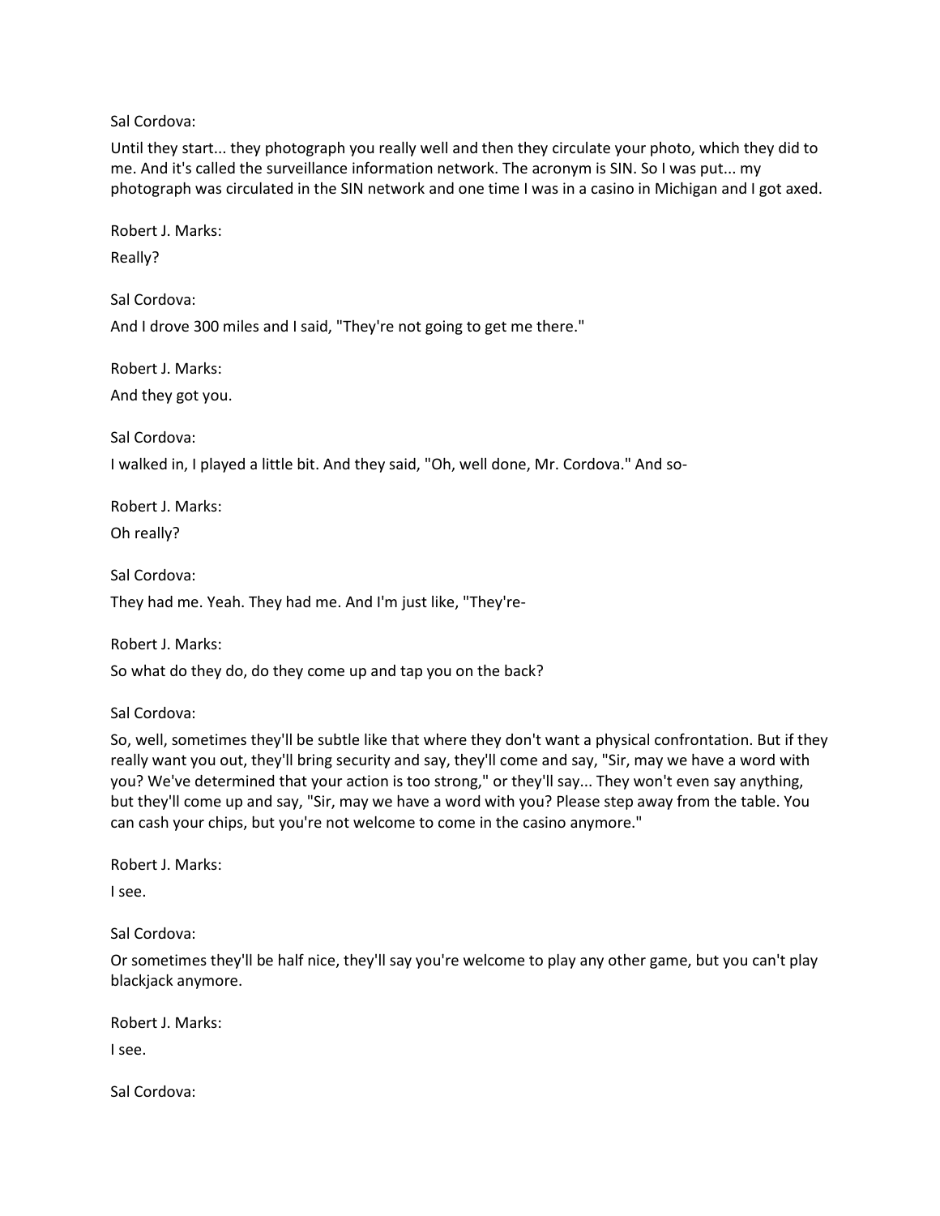Sal Cordova:

Until they start... they photograph you really well and then they circulate your photo, which they did to me. And it's called the surveillance information network. The acronym is SIN. So I was put... my photograph was circulated in the SIN network and one time I was in a casino in Michigan and I got axed.

Robert J. Marks:

Really?

Sal Cordova:

And I drove 300 miles and I said, "They're not going to get me there."

Robert J. Marks:

And they got you.

Sal Cordova:

I walked in, I played a little bit. And they said, "Oh, well done, Mr. Cordova." And so-

Robert J. Marks:

Oh really?

Sal Cordova:

They had me. Yeah. They had me. And I'm just like, "They're-

Robert J. Marks:

So what do they do, do they come up and tap you on the back?

Sal Cordova:

So, well, sometimes they'll be subtle like that where they don't want a physical confrontation. But if they really want you out, they'll bring security and say, they'll come and say, "Sir, may we have a word with you? We've determined that your action is too strong," or they'll say... They won't even say anything, but they'll come up and say, "Sir, may we have a word with you? Please step away from the table. You can cash your chips, but you're not welcome to come in the casino anymore."

Robert J. Marks:

I see.

Sal Cordova:

Or sometimes they'll be half nice, they'll say you're welcome to play any other game, but you can't play blackjack anymore.

Robert J. Marks:

I see.

Sal Cordova: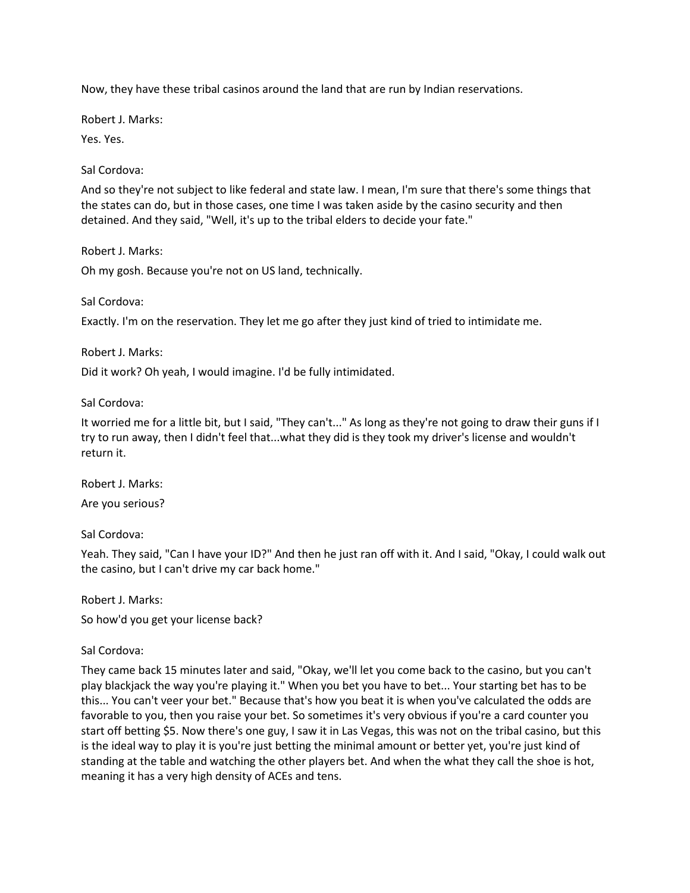Now, they have these tribal casinos around the land that are run by Indian reservations.

Robert J. Marks:

Yes. Yes.

Sal Cordova:

And so they're not subject to like federal and state law. I mean, I'm sure that there's some things that the states can do, but in those cases, one time I was taken aside by the casino security and then detained. And they said, "Well, it's up to the tribal elders to decide your fate."

Robert J. Marks:

Oh my gosh. Because you're not on US land, technically.

Sal Cordova:

Exactly. I'm on the reservation. They let me go after they just kind of tried to intimidate me.

Robert J. Marks:

Did it work? Oh yeah, I would imagine. I'd be fully intimidated.

Sal Cordova:

It worried me for a little bit, but I said, "They can't..." As long as they're not going to draw their guns if I try to run away, then I didn't feel that...what they did is they took my driver's license and wouldn't return it.

Robert J. Marks:

Are you serious?

Sal Cordova:

Yeah. They said, "Can I have your ID?" And then he just ran off with it. And I said, "Okay, I could walk out the casino, but I can't drive my car back home."

Robert J. Marks:

So how'd you get your license back?

Sal Cordova:

They came back 15 minutes later and said, "Okay, we'll let you come back to the casino, but you can't play blackjack the way you're playing it." When you bet you have to bet... Your starting bet has to be this... You can't veer your bet." Because that's how you beat it is when you've calculated the odds are favorable to you, then you raise your bet. So sometimes it's very obvious if you're a card counter you start off betting $5. Now there's one guy, I saw it in Las Vegas, this was not on the tribal casino, but this is the ideal way to play it is you're just betting the minimal amount or better yet, you're just kind of standing at the table and watching the other players bet. And when the what they call the shoe is hot, meaning it has a very high density of ACEs and tens.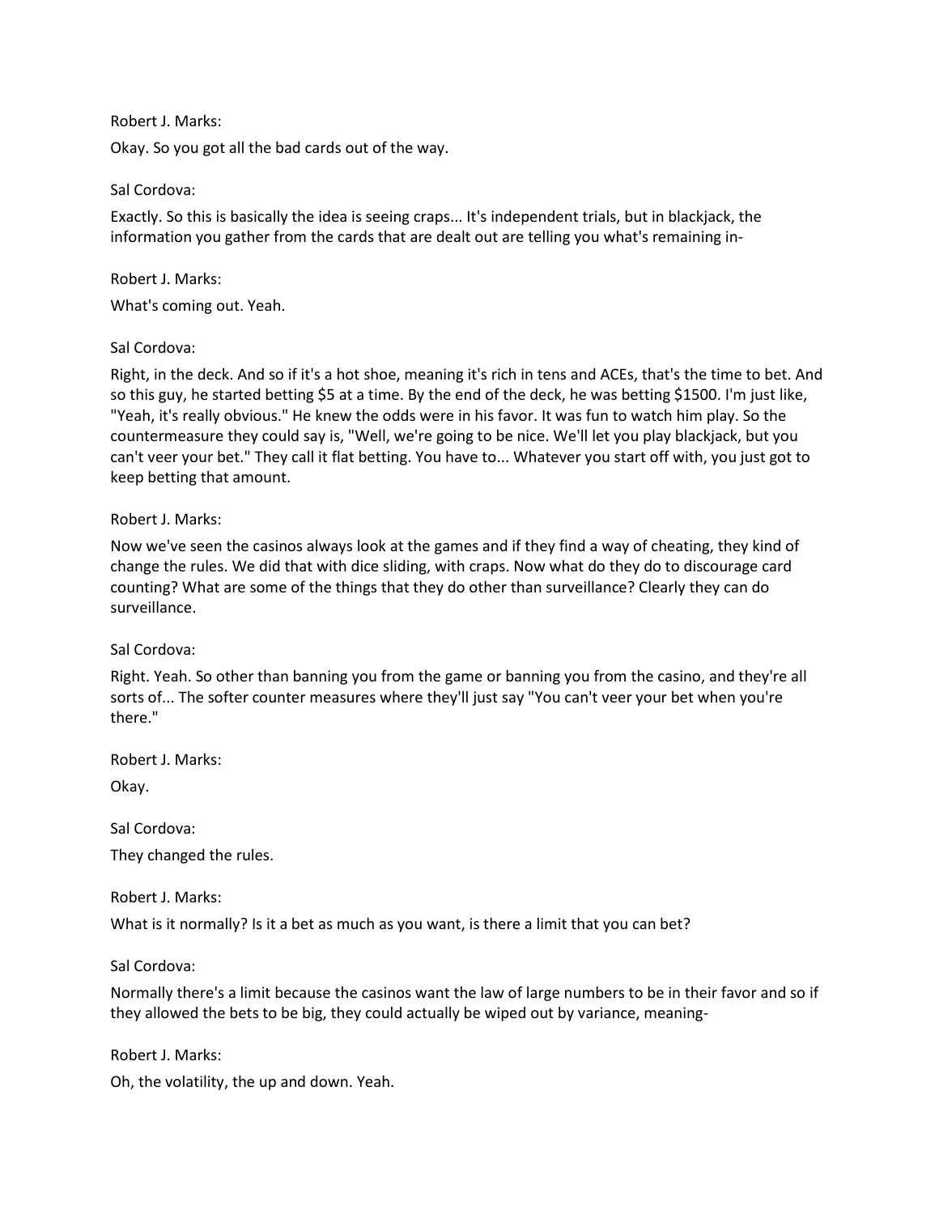Robert J. Marks:

Okay. So you got all the bad cards out of the way.

Sal Cordova:

Exactly. So this is basically the idea is seeing craps... It's independent trials, but in blackjack, the information you gather from the cards that are dealt out are telling you what's remaining in-

Robert J. Marks:

What's coming out. Yeah.

Sal Cordova:

Right, in the deck. And so if it's a hot shoe, meaning it's rich in tens and ACEs, that's the time to bet. And so this guy, he started betting $5 at a time. By the end of the deck, he was betting $1500. I'm just like, "Yeah, it's really obvious." He knew the odds were in his favor. It was fun to watch him play. So the countermeasure they could say is, "Well, we're going to be nice. We'll let you play blackjack, but you can't veer your bet." They call it flat betting. You have to... Whatever you start off with, you just got to keep betting that amount.

Robert J. Marks:

Now we've seen the casinos always look at the games and if they find a way of cheating, they kind of change the rules. We did that with dice sliding, with craps. Now what do they do to discourage card counting? What are some of the things that they do other than surveillance? Clearly they can do surveillance.

Sal Cordova:

Right. Yeah. So other than banning you from the game or banning you from the casino, and they're all sorts of... The softer counter measures where they'll just say "You can't veer your bet when you're there."

Robert J. Marks:

Okay.

Sal Cordova:

They changed the rules.

Robert J. Marks:

What is it normally? Is it a bet as much as you want, is there a limit that you can bet?

Sal Cordova:

Normally there's a limit because the casinos want the law of large numbers to be in their favor and so if they allowed the bets to be big, they could actually be wiped out by variance, meaning-

Robert J. Marks:

Oh, the volatility, the up and down. Yeah.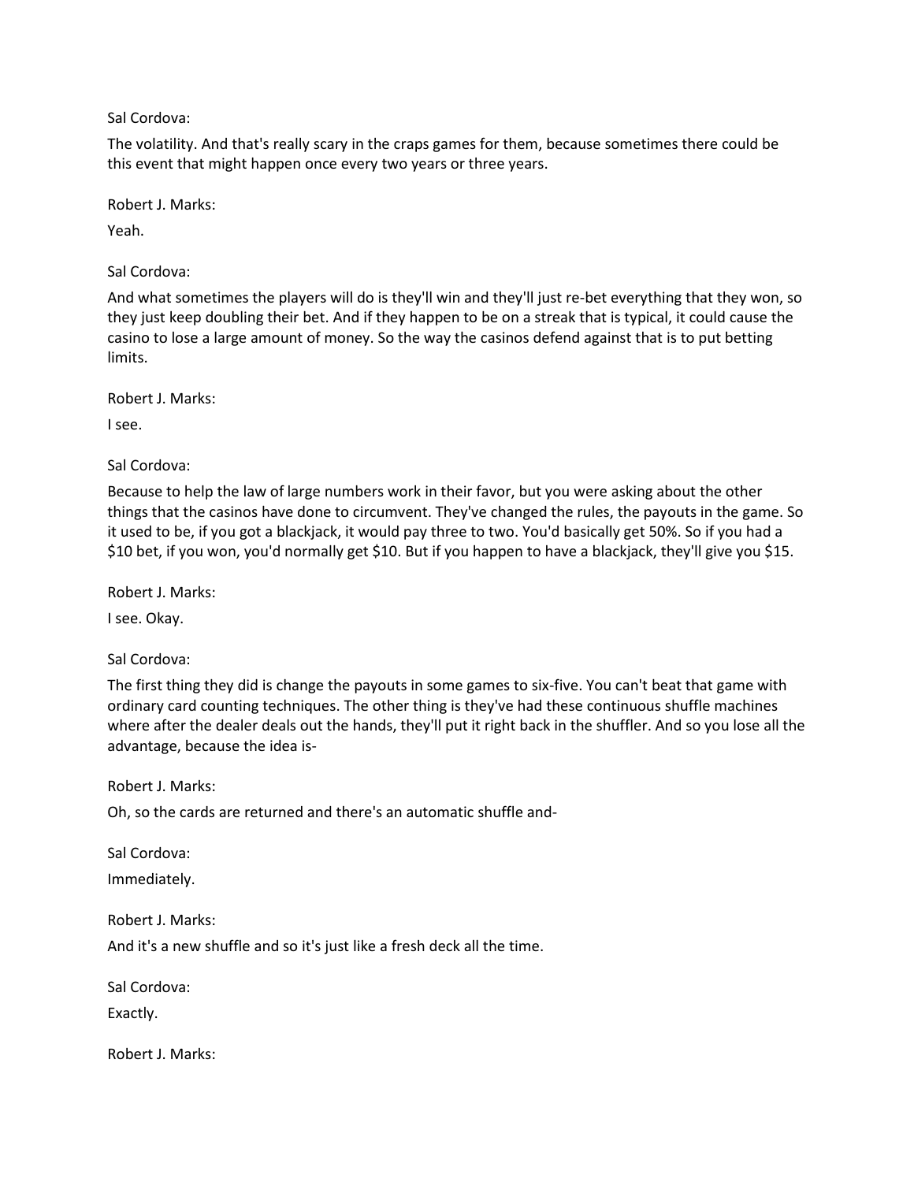Sal Cordova:

The volatility. And that's really scary in the craps games for them, because sometimes there could be this event that might happen once every two years or three years.

Robert J. Marks:

Yeah.

Sal Cordova:

And what sometimes the players will do is they'll win and they'll just re-bet everything that they won, so they just keep doubling their bet. And if they happen to be on a streak that is typical, it could cause the casino to lose a large amount of money. So the way the casinos defend against that is to put betting limits.

Robert J. Marks:

I see.

Sal Cordova:

Because to help the law of large numbers work in their favor, but you were asking about the other things that the casinos have done to circumvent. They've changed the rules, the payouts in the game. So it used to be, if you got a blackjack, it would pay three to two. You'd basically get 50%. So if you had a $10 bet, if you won, you'd normally get $10. But if you happen to have a blackjack, they'll give you $15.

Robert J. Marks:

I see. Okay.

Sal Cordova:

The first thing they did is change the payouts in some games to six-five. You can't beat that game with ordinary card counting techniques. The other thing is they've had these continuous shuffle machines where after the dealer deals out the hands, they'll put it right back in the shuffler. And so you lose all the advantage, because the idea is-

Robert J. Marks:

Oh, so the cards are returned and there's an automatic shuffle and-

Sal Cordova:

Immediately.

Robert J. Marks:

And it's a new shuffle and so it's just like a fresh deck all the time.

Sal Cordova:

Exactly.

Robert J. Marks: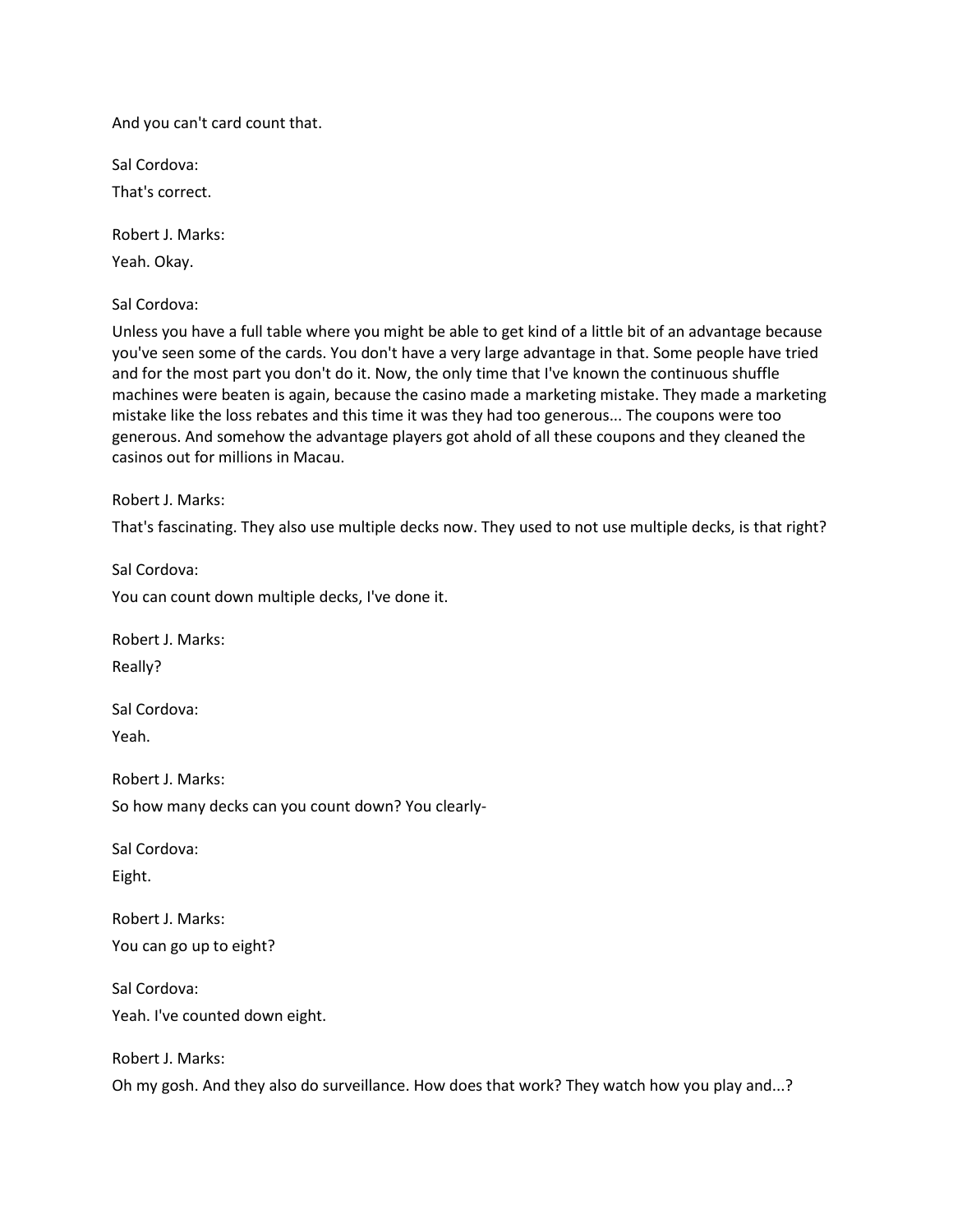And you can't card count that.

Sal Cordova:

That's correct.

Robert J. Marks:

Yeah. Okay.

Sal Cordova:

Unless you have a full table where you might be able to get kind of a little bit of an advantage because you've seen some of the cards. You don't have a very large advantage in that. Some people have tried and for the most part you don't do it. Now, the only time that I've known the continuous shuffle machines were beaten is again, because the casino made a marketing mistake. They made a marketing mistake like the loss rebates and this time it was they had too generous... The coupons were too generous. And somehow the advantage players got ahold of all these coupons and they cleaned the casinos out for millions in Macau.

Robert J. Marks:

That's fascinating. They also use multiple decks now. They used to not use multiple decks, is that right?

Sal Cordova:

You can count down multiple decks, I've done it.

Robert J. Marks:

Really?

Sal Cordova:

Yeah.

Robert J. Marks:

So how many decks can you count down? You clearly-

Sal Cordova:

Eight.

Robert J. Marks:

You can go up to eight?

Sal Cordova:

Yeah. I've counted down eight.

Robert J. Marks:

Oh my gosh. And they also do surveillance. How does that work? They watch how you play and...?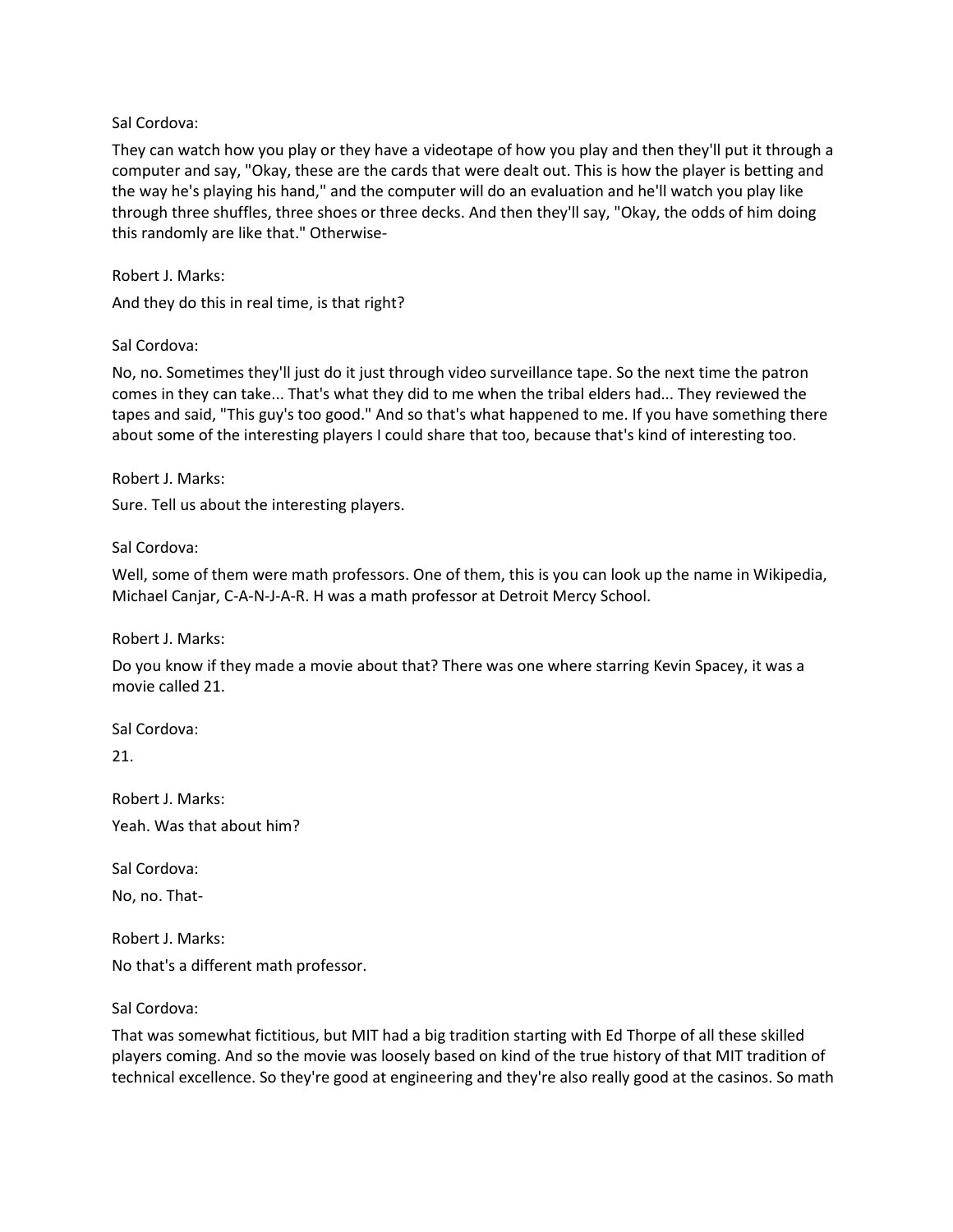Sal Cordova:

They can watch how you play or they have a videotape of how you play and then they'll put it through a computer and say, "Okay, these are the cards that were dealt out. This is how the player is betting and the way he's playing his hand," and the computer will do an evaluation and he'll watch you play like through three shuffles, three shoes or three decks. And then they'll say, "Okay, the odds of him doing this randomly are like that." Otherwise-

Robert J. Marks:

And they do this in real time, is that right?

Sal Cordova:

No, no. Sometimes they'll just do it just through video surveillance tape. So the next time the patron comes in they can take... That's what they did to me when the tribal elders had... They reviewed the tapes and said, "This guy's too good." And so that's what happened to me. If you have something there about some of the interesting players I could share that too, because that's kind of interesting too.

Robert J. Marks:

Sure. Tell us about the interesting players.

Sal Cordova:

Well, some of them were math professors. One of them, this is you can look up the name in Wikipedia, Michael Canjar, C-A-N-J-A-R. H was a math professor at Detroit Mercy School.

Robert J. Marks:

Do you know if they made a movie about that? There was one where starring Kevin Spacey, it was a movie called 21.

Sal Cordova:

21.

Robert J. Marks:

Yeah. Was that about him?

Sal Cordova:

No, no. That-

Robert J. Marks:

No that's a different math professor.

Sal Cordova:

That was somewhat fictitious, but MIT had a big tradition starting with Ed Thorpe of all these skilled players coming. And so the movie was loosely based on kind of the true history of that MIT tradition of technical excellence. So they're good at engineering and they're also really good at the casinos. So math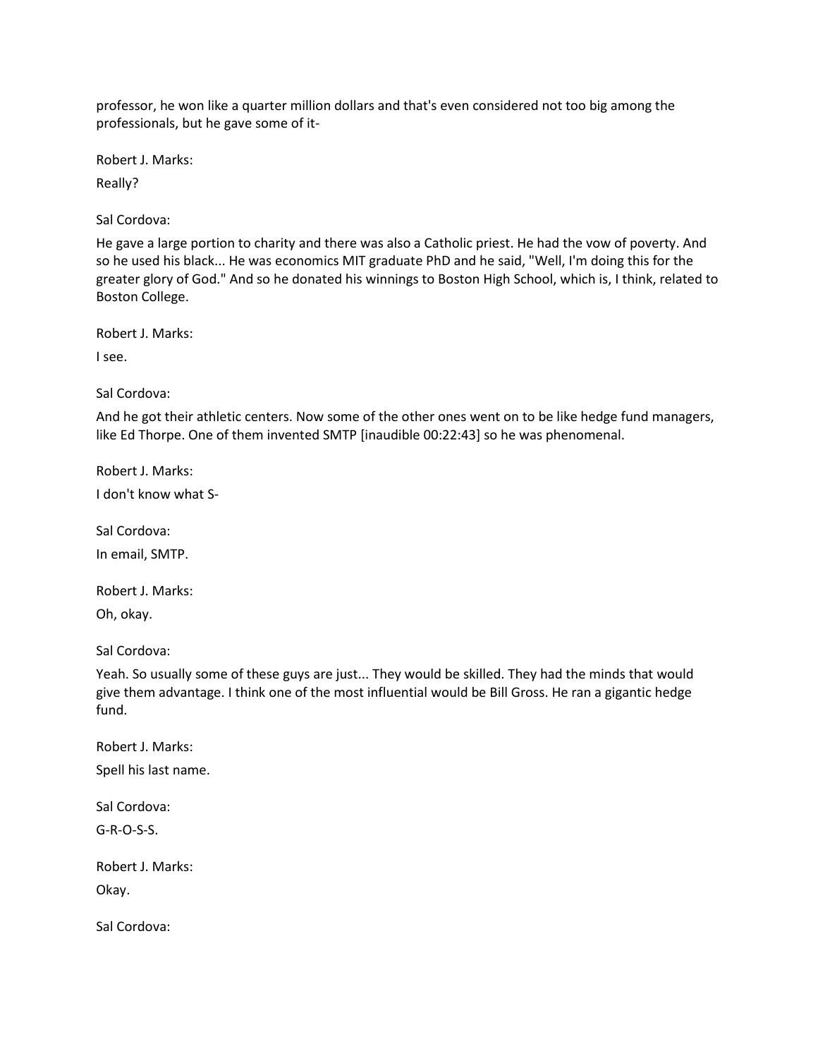professor, he won like a quarter million dollars and that's even considered not too big among the professionals, but he gave some of it-

Robert J. Marks:

Really?

Sal Cordova:

He gave a large portion to charity and there was also a Catholic priest. He had the vow of poverty. And so he used his black... He was economics MIT graduate PhD and he said, "Well, I'm doing this for the greater glory of God." And so he donated his winnings to Boston High School, which is, I think, related to Boston College.

Robert J. Marks:

I see.

Sal Cordova:

And he got their athletic centers. Now some of the other ones went on to be like hedge fund managers, like Ed Thorpe. One of them invented SMTP [inaudible 00:22:43] so he was phenomenal.

Robert J. Marks:

I don't know what S-

Sal Cordova:

In email, SMTP.

Robert J. Marks:

Oh, okay.

Sal Cordova:

Yeah. So usually some of these guys are just... They would be skilled. They had the minds that would give them advantage. I think one of the most influential would be Bill Gross. He ran a gigantic hedge fund.

Robert J. Marks:

Spell his last name.

Sal Cordova:

G-R-O-S-S.

Robert J. Marks:

Okay.

Sal Cordova: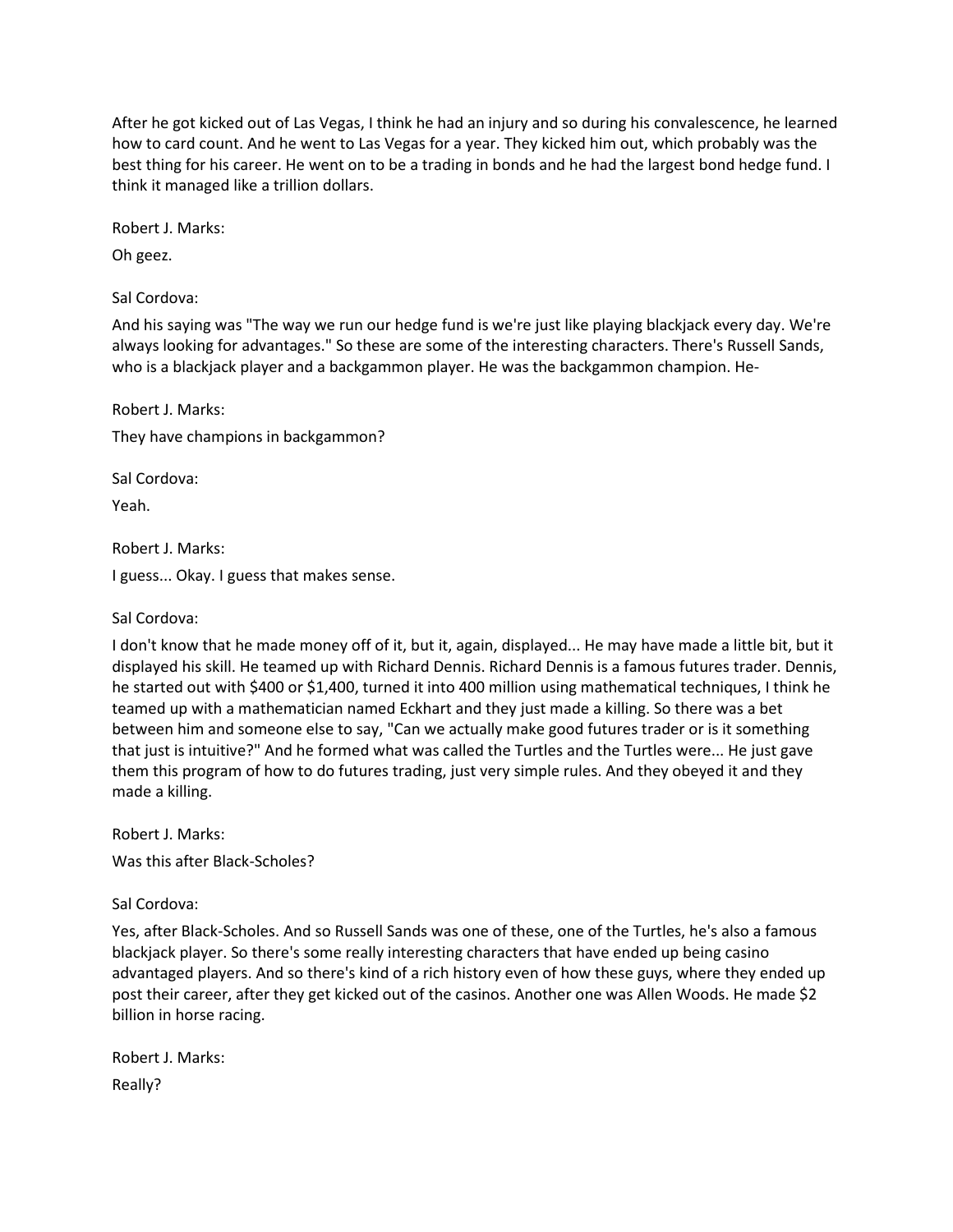After he got kicked out of Las Vegas, I think he had an injury and so during his convalescence, he learned how to card count. And he went to Las Vegas for a year. They kicked him out, which probably was the best thing for his career. He went on to be a trading in bonds and he had the largest bond hedge fund. I think it managed like a trillion dollars.

Robert J. Marks:

Oh geez.

Sal Cordova:

And his saying was "The way we run our hedge fund is we're just like playing blackjack every day. We're always looking for advantages." So these are some of the interesting characters. There's Russell Sands, who is a blackjack player and a backgammon player. He was the backgammon champion. He-

Robert J. Marks:

They have champions in backgammon?

Sal Cordova:

Yeah.

Robert J. Marks:

I guess... Okay. I guess that makes sense.

Sal Cordova:

I don't know that he made money off of it, but it, again, displayed... He may have made a little bit, but it displayed his skill. He teamed up with Richard Dennis. Richard Dennis is a famous futures trader. Dennis, he started out with $400 or $1,400, turned it into 400 million using mathematical techniques, I think he teamed up with a mathematician named Eckhart and they just made a killing. So there was a bet between him and someone else to say, "Can we actually make good futures trader or is it something that just is intuitive?" And he formed what was called the Turtles and the Turtles were... He just gave them this program of how to do futures trading, just very simple rules. And they obeyed it and they made a killing.

Robert J. Marks:

Was this after Black-Scholes?

Sal Cordova:

Yes, after Black-Scholes. And so Russell Sands was one of these, one of the Turtles, he's also a famous blackjack player. So there's some really interesting characters that have ended up being casino advantaged players. And so there's kind of a rich history even of how these guys, where they ended up post their career, after they get kicked out of the casinos. Another one was Allen Woods. He made $2 billion in horse racing.

Robert J. Marks:

Really?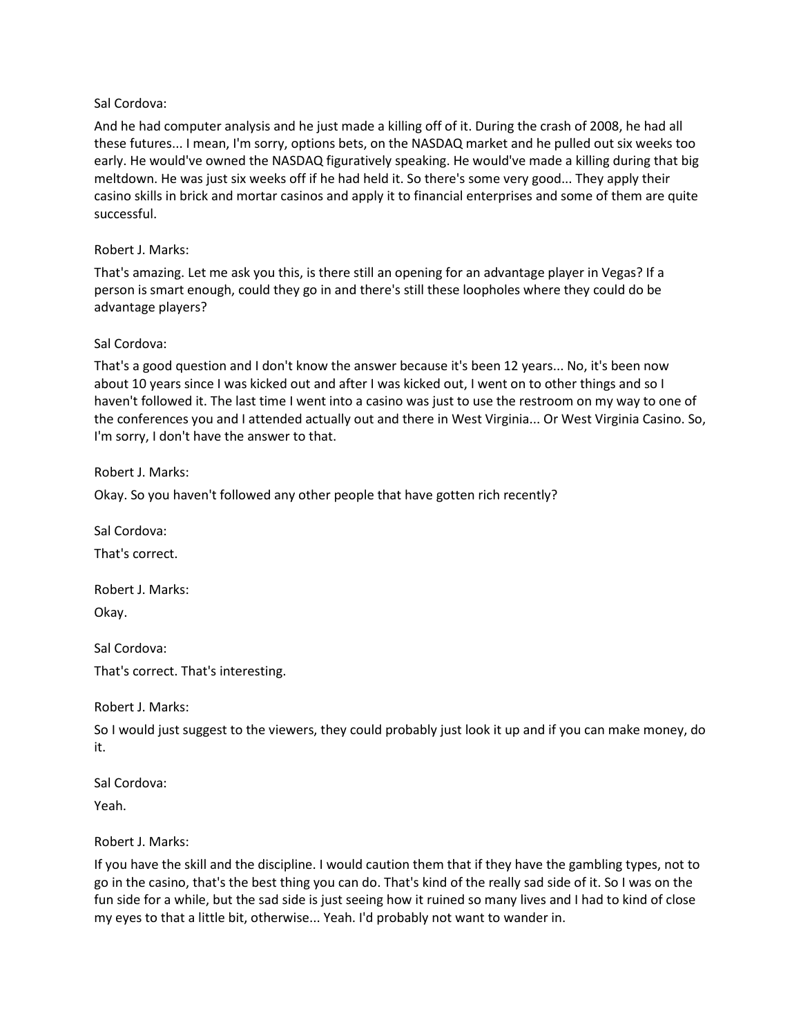Sal Cordova:

And he had computer analysis and he just made a killing off of it. During the crash of 2008, he had all these futures... I mean, I'm sorry, options bets, on the NASDAQ market and he pulled out six weeks too early. He would've owned the NASDAQ figuratively speaking. He would've made a killing during that big meltdown. He was just six weeks off if he had held it. So there's some very good... They apply their casino skills in brick and mortar casinos and apply it to financial enterprises and some of them are quite successful.

Robert J. Marks:

That's amazing. Let me ask you this, is there still an opening for an advantage player in Vegas? If a person is smart enough, could they go in and there's still these loopholes where they could do be advantage players?

Sal Cordova:

That's a good question and I don't know the answer because it's been 12 years... No, it's been now about 10 years since I was kicked out and after I was kicked out, I went on to other things and so I haven't followed it. The last time I went into a casino was just to use the restroom on my way to one of the conferences you and I attended actually out and there in West Virginia... Or West Virginia Casino. So, I'm sorry, I don't have the answer to that.

Robert J. Marks:

Okay. So you haven't followed any other people that have gotten rich recently?

Sal Cordova:

That's correct.

Robert J. Marks:

Okay.

Sal Cordova:

That's correct. That's interesting.

Robert J. Marks:

So I would just suggest to the viewers, they could probably just look it up and if you can make money, do it.

Sal Cordova:

Yeah.

Robert J. Marks:

If you have the skill and the discipline. I would caution them that if they have the gambling types, not to go in the casino, that's the best thing you can do. That's kind of the really sad side of it. So I was on the fun side for a while, but the sad side is just seeing how it ruined so many lives and I had to kind of close my eyes to that a little bit, otherwise... Yeah. I'd probably not want to wander in.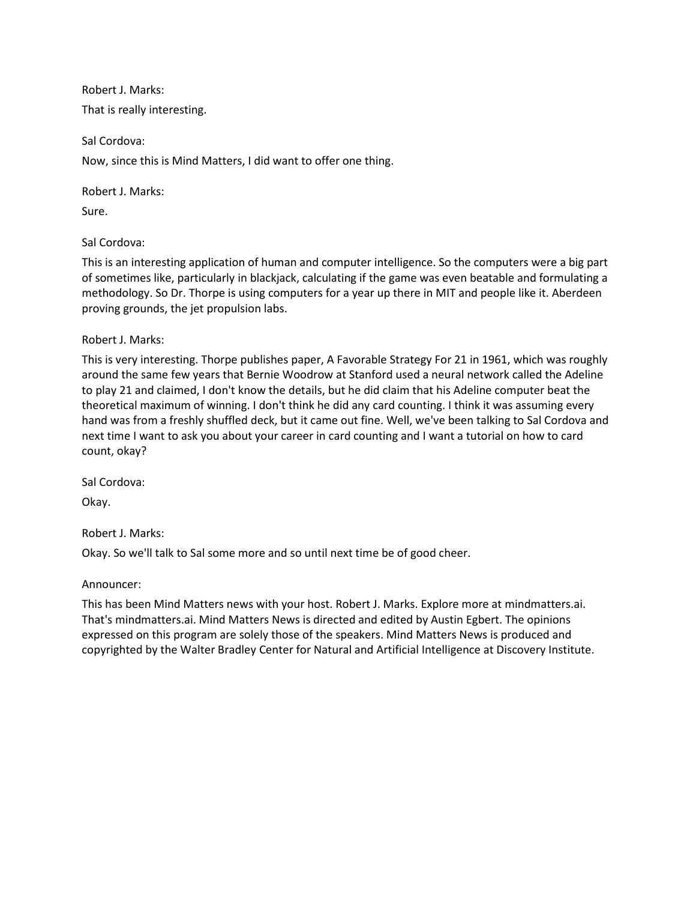Robert J. Marks:

That is really interesting.

Sal Cordova:

Now, since this is Mind Matters, I did want to offer one thing.

Robert J. Marks:

Sure.

Sal Cordova:

This is an interesting application of human and computer intelligence. So the computers were a big part of sometimes like, particularly in blackjack, calculating if the game was even beatable and formulating a methodology. So Dr. Thorpe is using computers for a year up there in MIT and people like it. Aberdeen proving grounds, the jet propulsion labs.

Robert J. Marks:

This is very interesting. Thorpe publishes paper, A Favorable Strategy For 21 in 1961, which was roughly around the same few years that Bernie Woodrow at Stanford used a neural network called the Adeline to play 21 and claimed, I don't know the details, but he did claim that his Adeline computer beat the theoretical maximum of winning. I don't think he did any card counting. I think it was assuming every hand was from a freshly shuffled deck, but it came out fine. Well, we've been talking to Sal Cordova and next time I want to ask you about your career in card counting and I want a tutorial on how to card count, okay?

Sal Cordova:

Okay.

Robert J. Marks:

Okay. So we'll talk to Sal some more and so until next time be of good cheer.

Announcer:

This has been Mind Matters news with your host. Robert J. Marks. Explore more at mindmatters.ai. That's mindmatters.ai. Mind Matters News is directed and edited by Austin Egbert. The opinions expressed on this program are solely those of the speakers. Mind Matters News is produced and copyrighted by the Walter Bradley Center for Natural and Artificial Intelligence at Discovery Institute.